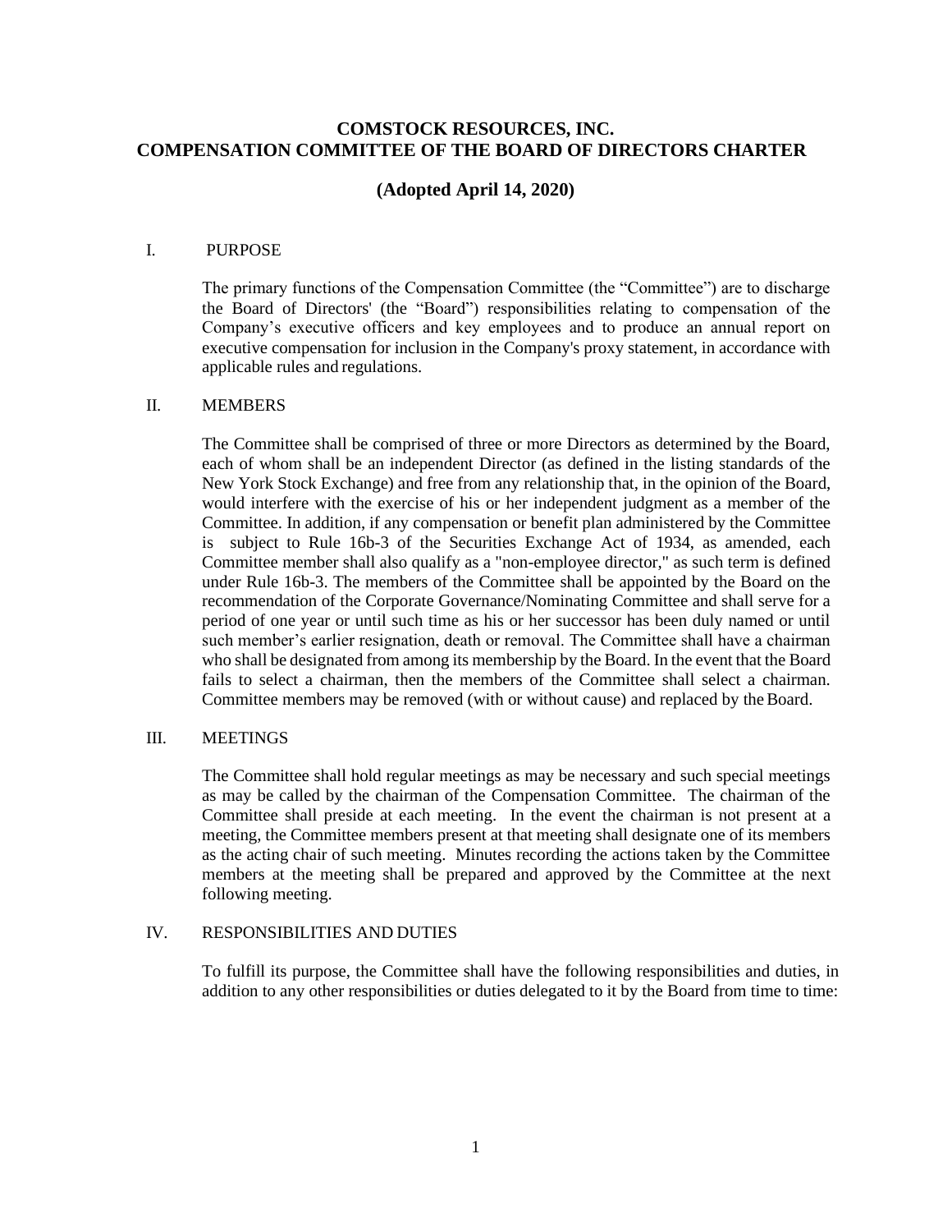# COMSTOCK RESOURCES, INC.
# COMPENSATION COMMITTEE OF THE BOARD OF DIRECTORS CHARTER

## (Adopted April 14, 2020)

### I. PURPOSE

The primary functions of the Compensation Committee (the "Committee") are to discharge the Board of Directors' (the "Board") responsibilities relating to compensation of the Company's executive officers and key employees and to produce an annual report on executive compensation for inclusion in the Company's proxy statement, in accordance with applicable rules and regulations.

### II. MEMBERS

The Committee shall be comprised of three or more Directors as determined by the Board, each of whom shall be an independent Director (as defined in the listing standards of the New York Stock Exchange) and free from any relationship that, in the opinion of the Board, would interfere with the exercise of his or her independent judgment as a member of the Committee. In addition, if any compensation or benefit plan administered by the Committee is subject to Rule 16b-3 of the Securities Exchange Act of 1934, as amended, each Committee member shall also qualify as a "non-employee director," as such term is defined under Rule 16b-3. The members of the Committee shall be appointed by the Board on the recommendation of the Corporate Governance/Nominating Committee and shall serve for a period of one year or until such time as his or her successor has been duly named or until such member's earlier resignation, death or removal. The Committee shall have a chairman who shall be designated from among its membership by the Board. In the event that the Board fails to select a chairman, then the members of the Committee shall select a chairman. Committee members may be removed (with or without cause) and replaced by the Board.

### III. MEETINGS

The Committee shall hold regular meetings as may be necessary and such special meetings as may be called by the chairman of the Compensation Committee. The chairman of the Committee shall preside at each meeting. In the event the chairman is not present at a meeting, the Committee members present at that meeting shall designate one of its members as the acting chair of such meeting. Minutes recording the actions taken by the Committee members at the meeting shall be prepared and approved by the Committee at the next following meeting.

### IV. RESPONSIBILITIES AND DUTIES

To fulfill its purpose, the Committee shall have the following responsibilities and duties, in addition to any other responsibilities or duties delegated to it by the Board from time to time: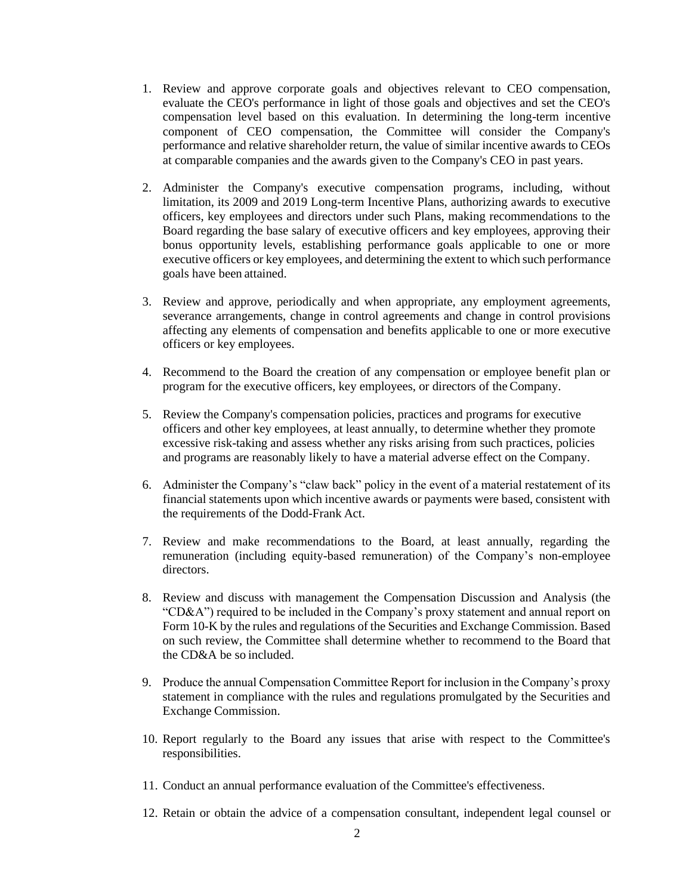1. Review and approve corporate goals and objectives relevant to CEO compensation, evaluate the CEO's performance in light of those goals and objectives and set the CEO's compensation level based on this evaluation. In determining the long-term incentive component of CEO compensation, the Committee will consider the Company's performance and relative shareholder return, the value of similar incentive awards to CEOs at comparable companies and the awards given to the Company's CEO in past years.

2. Administer the Company's executive compensation programs, including, without limitation, its 2009 and 2019 Long-term Incentive Plans, authorizing awards to executive officers, key employees and directors under such Plans, making recommendations to the Board regarding the base salary of executive officers and key employees, approving their bonus opportunity levels, establishing performance goals applicable to one or more executive officers or key employees, and determining the extent to which such performance goals have been attained.

3. Review and approve, periodically and when appropriate, any employment agreements, severance arrangements, change in control agreements and change in control provisions affecting any elements of compensation and benefits applicable to one or more executive officers or key employees.

4. Recommend to the Board the creation of any compensation or employee benefit plan or program for the executive officers, key employees, or directors of the Company.

5. Review the Company's compensation policies, practices and programs for executive officers and other key employees, at least annually, to determine whether they promote excessive risk-taking and assess whether any risks arising from such practices, policies and programs are reasonably likely to have a material adverse effect on the Company.

6. Administer the Company's "claw back" policy in the event of a material restatement of its financial statements upon which incentive awards or payments were based, consistent with the requirements of the Dodd-Frank Act.

7. Review and make recommendations to the Board, at least annually, regarding the remuneration (including equity-based remuneration) of the Company's non-employee directors.

8. Review and discuss with management the Compensation Discussion and Analysis (the "CD&A") required to be included in the Company's proxy statement and annual report on Form 10-K by the rules and regulations of the Securities and Exchange Commission. Based on such review, the Committee shall determine whether to recommend to the Board that the CD&A be so included.

9. Produce the annual Compensation Committee Report for inclusion in the Company's proxy statement in compliance with the rules and regulations promulgated by the Securities and Exchange Commission.

10. Report regularly to the Board any issues that arise with respect to the Committee's responsibilities.

11. Conduct an annual performance evaluation of the Committee's effectiveness.

12. Retain or obtain the advice of a compensation consultant, independent legal counsel or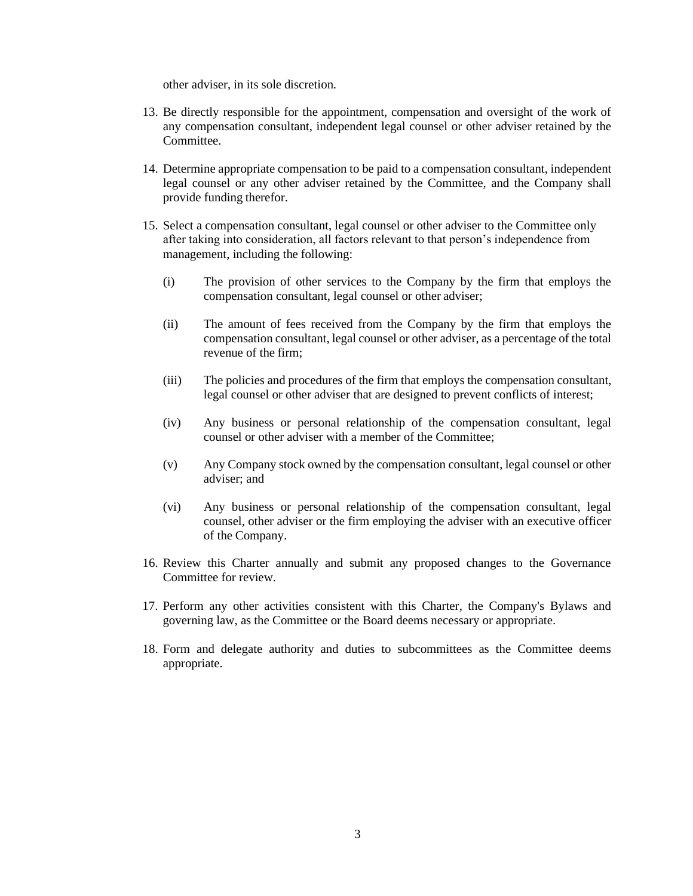other adviser, in its sole discretion.

13. Be directly responsible for the appointment, compensation and oversight of the work of any compensation consultant, independent legal counsel or other adviser retained by the Committee.

14. Determine appropriate compensation to be paid to a compensation consultant, independent legal counsel or any other adviser retained by the Committee, and the Company shall provide funding therefor.

15. Select a compensation consultant, legal counsel or other adviser to the Committee only after taking into consideration, all factors relevant to that person's independence from management, including the following:

    (i) The provision of other services to the Company by the firm that employs the compensation consultant, legal counsel or other adviser;

    (ii) The amount of fees received from the Company by the firm that employs the compensation consultant, legal counsel or other adviser, as a percentage of the total revenue of the firm;

    (iii) The policies and procedures of the firm that employs the compensation consultant, legal counsel or other adviser that are designed to prevent conflicts of interest;

    (iv) Any business or personal relationship of the compensation consultant, legal counsel or other adviser with a member of the Committee;

    (v) Any Company stock owned by the compensation consultant, legal counsel or other adviser; and

    (vi) Any business or personal relationship of the compensation consultant, legal counsel, other adviser or the firm employing the adviser with an executive officer of the Company.

16. Review this Charter annually and submit any proposed changes to the Governance Committee for review.

17. Perform any other activities consistent with this Charter, the Company's Bylaws and governing law, as the Committee or the Board deems necessary or appropriate.

18. Form and delegate authority and duties to subcommittees as the Committee deems appropriate.